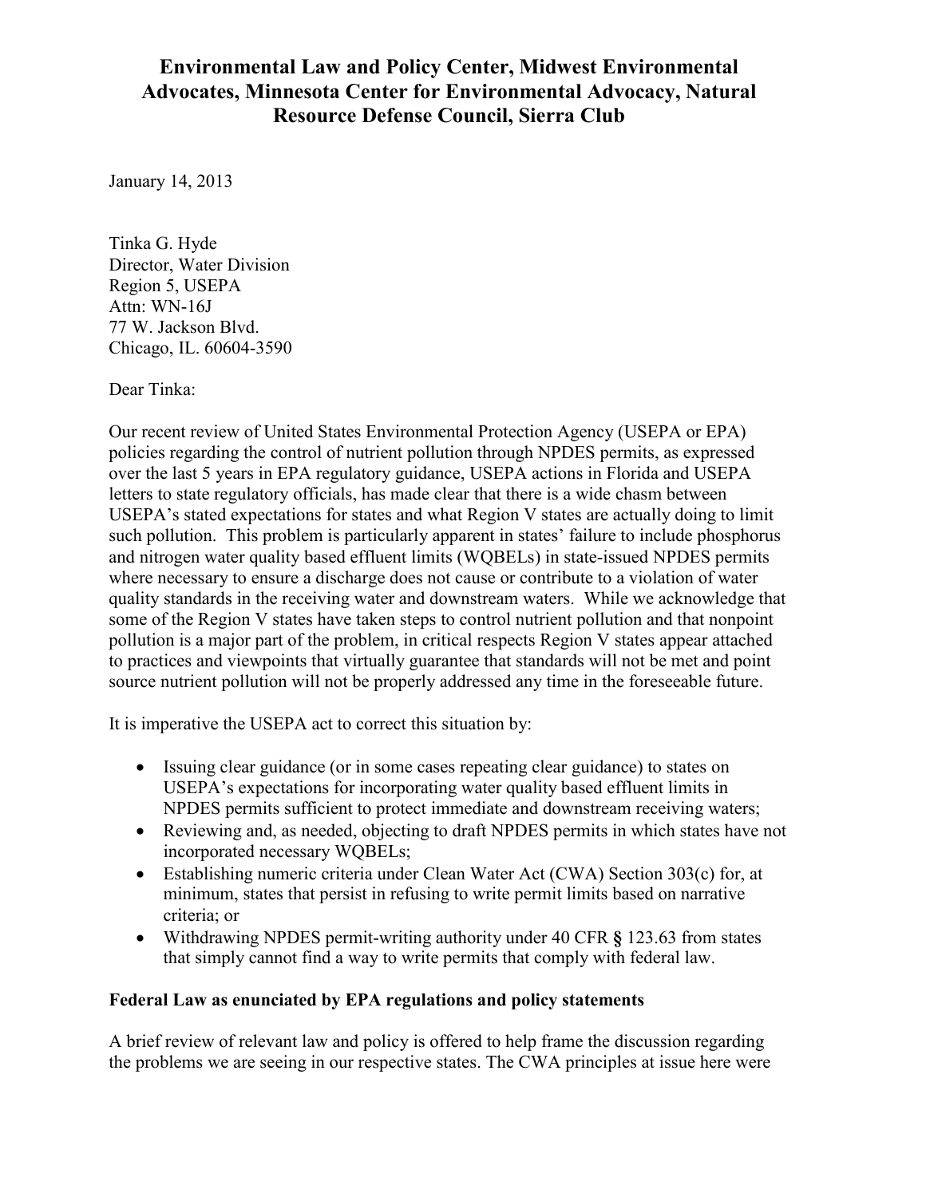**Environmental Law and Policy Center, Midwest Environmental Advocates, Minnesota Center for Environmental Advocacy, Natural Resource Defense Council, Sierra Club**

January 14, 2013

Tinka G. Hyde  
Director, Water Division  
Region 5, USEPA  
Attn: WN-16J  
77 W. Jackson Blvd.  
Chicago, IL. 60604-3590

Dear Tinka:

Our recent review of United States Environmental Protection Agency (USEPA or EPA) policies regarding the control of nutrient pollution through NPDES permits, as expressed over the last 5 years in EPA regulatory guidance, USEPA actions in Florida and USEPA letters to state regulatory officials, has made clear that there is a wide chasm between USEPA's stated expectations for states and what Region V states are actually doing to limit such pollution. This problem is particularly apparent in states' failure to include phosphorus and nitrogen water quality based effluent limits (WQBELs) in state-issued NPDES permits where necessary to ensure a discharge does not cause or contribute to a violation of water quality standards in the receiving water and downstream waters. While we acknowledge that some of the Region V states have taken steps to control nutrient pollution and that nonpoint pollution is a major part of the problem, in critical respects Region V states appear attached to practices and viewpoints that virtually guarantee that standards will not be met and point source nutrient pollution will not be properly addressed any time in the foreseeable future.

It is imperative the USEPA act to correct this situation by:

- Issuing clear guidance (or in some cases repeating clear guidance) to states on USEPA's expectations for incorporating water quality based effluent limits in NPDES permits sufficient to protect immediate and downstream receiving waters;
- Reviewing and, as needed, objecting to draft NPDES permits in which states have not incorporated necessary WQBELs;
- Establishing numeric criteria under Clean Water Act (CWA) Section 303(c) for, at minimum, states that persist in refusing to write permit limits based on narrative criteria; or
- Withdrawing NPDES permit-writing authority under 40 CFR **§** 123.63 from states that simply cannot find a way to write permits that comply with federal law.

**Federal Law as enunciated by EPA regulations and policy statements**

A brief review of relevant law and policy is offered to help frame the discussion regarding the problems we are seeing in our respective states. The CWA principles at issue here were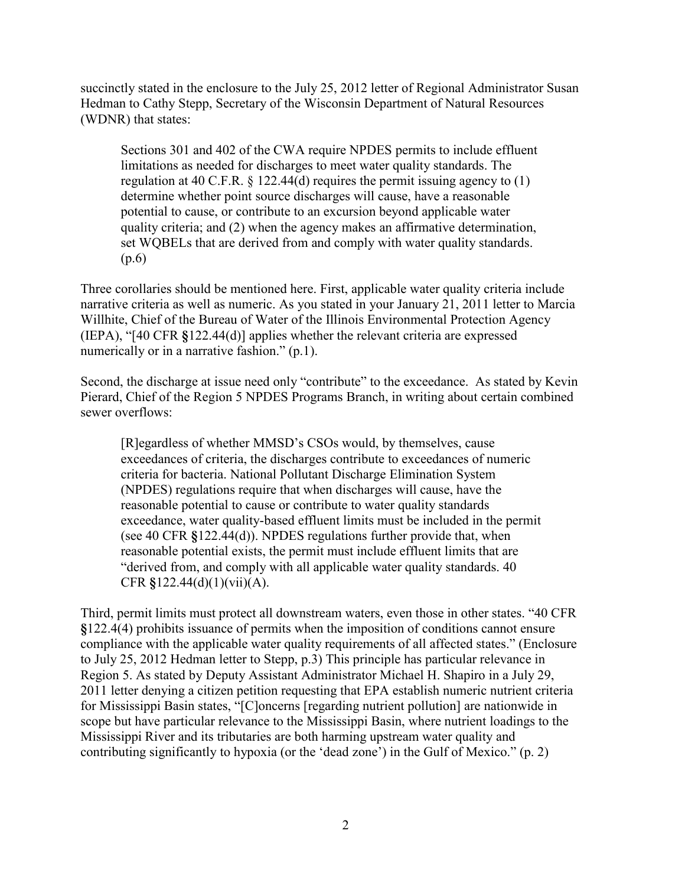succinctly stated in the enclosure to the July 25, 2012 letter of Regional Administrator Susan Hedman to Cathy Stepp, Secretary of the Wisconsin Department of Natural Resources (WDNR) that states:

> Sections 301 and 402 of the CWA require NPDES permits to include effluent limitations as needed for discharges to meet water quality standards. The regulation at 40 C.F.R. § 122.44(d) requires the permit issuing agency to (1) determine whether point source discharges will cause, have a reasonable potential to cause, or contribute to an excursion beyond applicable water quality criteria; and (2) when the agency makes an affirmative determination, set WQBELs that are derived from and comply with water quality standards. (p.6)

Three corollaries should be mentioned here. First, applicable water quality criteria include narrative criteria as well as numeric. As you stated in your January 21, 2011 letter to Marcia Willhite, Chief of the Bureau of Water of the Illinois Environmental Protection Agency (IEPA), "[40 CFR §122.44(d)] applies whether the relevant criteria are expressed numerically or in a narrative fashion." (p.1).

Second, the discharge at issue need only "contribute" to the exceedance. As stated by Kevin Pierard, Chief of the Region 5 NPDES Programs Branch, in writing about certain combined sewer overflows:

> [R]egardless of whether MMSD's CSOs would, by themselves, cause exceedances of criteria, the discharges contribute to exceedances of numeric criteria for bacteria. National Pollutant Discharge Elimination System (NPDES) regulations require that when discharges will cause, have the reasonable potential to cause or contribute to water quality standards exceedance, water quality-based effluent limits must be included in the permit (see 40 CFR §122.44(d)). NPDES regulations further provide that, when reasonable potential exists, the permit must include effluent limits that are "derived from, and comply with all applicable water quality standards. 40 CFR §122.44(d)(1)(vii)(A).

Third, permit limits must protect all downstream waters, even those in other states. "40 CFR §122.4(4) prohibits issuance of permits when the imposition of conditions cannot ensure compliance with the applicable water quality requirements of all affected states." (Enclosure to July 25, 2012 Hedman letter to Stepp, p.3) This principle has particular relevance in Region 5. As stated by Deputy Assistant Administrator Michael H. Shapiro in a July 29, 2011 letter denying a citizen petition requesting that EPA establish numeric nutrient criteria for Mississippi Basin states, "[C]oncerns [regarding nutrient pollution] are nationwide in scope but have particular relevance to the Mississippi Basin, where nutrient loadings to the Mississippi River and its tributaries are both harming upstream water quality and contributing significantly to hypoxia (or the 'dead zone') in the Gulf of Mexico." (p. 2)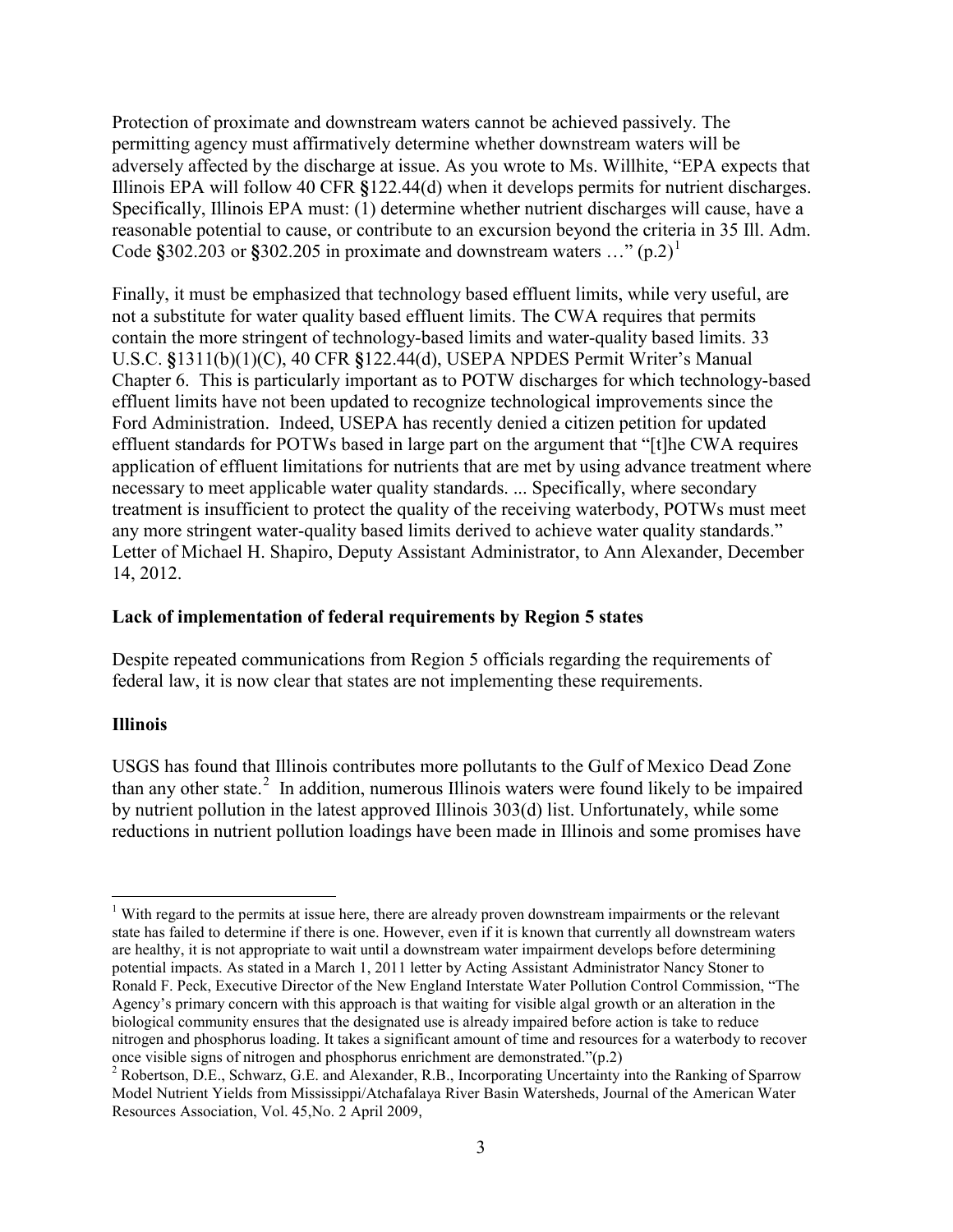Protection of proximate and downstream waters cannot be achieved passively. The permitting agency must affirmatively determine whether downstream waters will be adversely affected by the discharge at issue. As you wrote to Ms. Willhite, "EPA expects that Illinois EPA will follow 40 CFR §122.44(d) when it develops permits for nutrient discharges. Specifically, Illinois EPA must: (1) determine whether nutrient discharges will cause, have a reasonable potential to cause, or contribute to an excursion beyond the criteria in 35 Ill. Adm. Code §302.203 or §302.205 in proximate and downstream waters …" (p.2)[1]

Finally, it must be emphasized that technology based effluent limits, while very useful, are not a substitute for water quality based effluent limits. The CWA requires that permits contain the more stringent of technology-based limits and water-quality based limits. 33 U.S.C. §1311(b)(1)(C), 40 CFR §122.44(d), USEPA NPDES Permit Writer's Manual Chapter 6. This is particularly important as to POTW discharges for which technology-based effluent limits have not been updated to recognize technological improvements since the Ford Administration. Indeed, USEPA has recently denied a citizen petition for updated effluent standards for POTWs based in large part on the argument that "[t]he CWA requires application of effluent limitations for nutrients that are met by using advance treatment where necessary to meet applicable water quality standards. ... Specifically, where secondary treatment is insufficient to protect the quality of the receiving waterbody, POTWs must meet any more stringent water-quality based limits derived to achieve water quality standards." Letter of Michael H. Shapiro, Deputy Assistant Administrator, to Ann Alexander, December 14, 2012.

**Lack of implementation of federal requirements by Region 5 states**

Despite repeated communications from Region 5 officials regarding the requirements of federal law, it is now clear that states are not implementing these requirements.

**Illinois**

USGS has found that Illinois contributes more pollutants to the Gulf of Mexico Dead Zone than any other state.[2] In addition, numerous Illinois waters were found likely to be impaired by nutrient pollution in the latest approved Illinois 303(d) list. Unfortunately, while some reductions in nutrient pollution loadings have been made in Illinois and some promises have

---

[1] With regard to the permits at issue here, there are already proven downstream impairments or the relevant state has failed to determine if there is one. However, even if it is known that currently all downstream waters are healthy, it is not appropriate to wait until a downstream water impairment develops before determining potential impacts. As stated in a March 1, 2011 letter by Acting Assistant Administrator Nancy Stoner to Ronald F. Peck, Executive Director of the New England Interstate Water Pollution Control Commission, "The Agency's primary concern with this approach is that waiting for visible algal growth or an alteration in the biological community ensures that the designated use is already impaired before action is take to reduce nitrogen and phosphorus loading. It takes a significant amount of time and resources for a waterbody to recover once visible signs of nitrogen and phosphorus enrichment are demonstrated."(p.2)

[2] Robertson, D.E., Schwarz, G.E. and Alexander, R.B., Incorporating Uncertainty into the Ranking of Sparrow Model Nutrient Yields from Mississippi/Atchafalaya River Basin Watersheds, Journal of the American Water Resources Association, Vol. 45,No. 2 April 2009,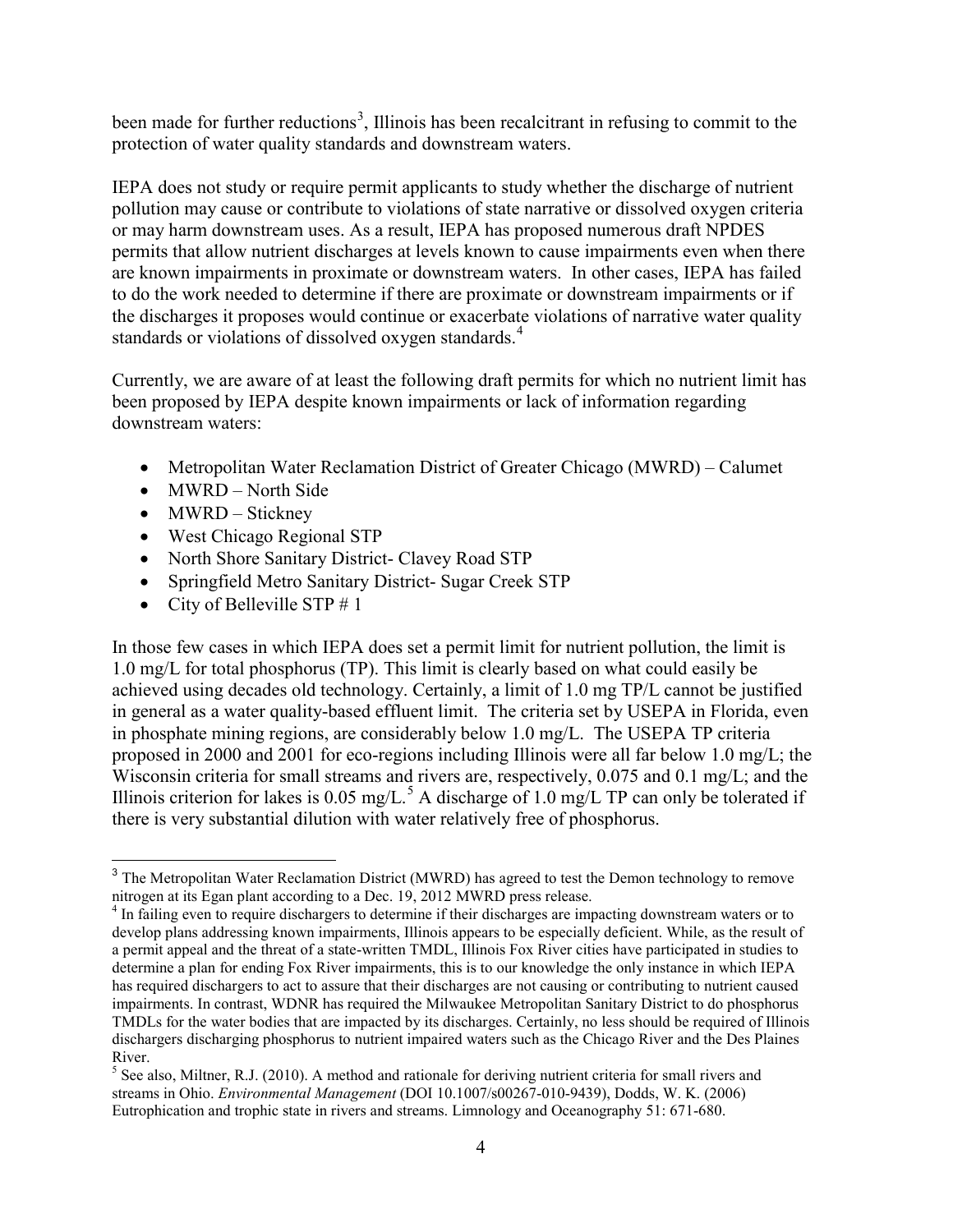been made for further reductions[3], Illinois has been recalcitrant in refusing to commit to the protection of water quality standards and downstream waters.

IEPA does not study or require permit applicants to study whether the discharge of nutrient pollution may cause or contribute to violations of state narrative or dissolved oxygen criteria or may harm downstream uses. As a result, IEPA has proposed numerous draft NPDES permits that allow nutrient discharges at levels known to cause impairments even when there are known impairments in proximate or downstream waters. In other cases, IEPA has failed to do the work needed to determine if there are proximate or downstream impairments or if the discharges it proposes would continue or exacerbate violations of narrative water quality standards or violations of dissolved oxygen standards.[4]

Currently, we are aware of at least the following draft permits for which no nutrient limit has been proposed by IEPA despite known impairments or lack of information regarding downstream waters:

- Metropolitan Water Reclamation District of Greater Chicago (MWRD) – Calumet
- MWRD – North Side
- MWRD – Stickney
- West Chicago Regional STP
- North Shore Sanitary District- Clavey Road STP
- Springfield Metro Sanitary District- Sugar Creek STP
- City of Belleville STP # 1

In those few cases in which IEPA does set a permit limit for nutrient pollution, the limit is 1.0 mg/L for total phosphorus (TP). This limit is clearly based on what could easily be achieved using decades old technology. Certainly, a limit of 1.0 mg TP/L cannot be justified in general as a water quality-based effluent limit. The criteria set by USEPA in Florida, even in phosphate mining regions, are considerably below 1.0 mg/L. The USEPA TP criteria proposed in 2000 and 2001 for eco-regions including Illinois were all far below 1.0 mg/L; the Wisconsin criteria for small streams and rivers are, respectively, 0.075 and 0.1 mg/L; and the Illinois criterion for lakes is 0.05 mg/L.[5] A discharge of 1.0 mg/L TP can only be tolerated if there is very substantial dilution with water relatively free of phosphorus.

---

[3] The Metropolitan Water Reclamation District (MWRD) has agreed to test the Demon technology to remove nitrogen at its Egan plant according to a Dec. 19, 2012 MWRD press release.

[4] In failing even to require dischargers to determine if their discharges are impacting downstream waters or to develop plans addressing known impairments, Illinois appears to be especially deficient. While, as the result of a permit appeal and the threat of a state-written TMDL, Illinois Fox River cities have participated in studies to determine a plan for ending Fox River impairments, this is to our knowledge the only instance in which IEPA has required dischargers to act to assure that their discharges are not causing or contributing to nutrient caused impairments. In contrast, WDNR has required the Milwaukee Metropolitan Sanitary District to do phosphorus TMDLs for the water bodies that are impacted by its discharges. Certainly, no less should be required of Illinois dischargers discharging phosphorus to nutrient impaired waters such as the Chicago River and the Des Plaines River.

[5] See also, Miltner, R.J. (2010). A method and rationale for deriving nutrient criteria for small rivers and streams in Ohio. *Environmental Management* (DOI 10.1007/s00267-010-9439), Dodds, W. K. (2006) Eutrophication and trophic state in rivers and streams. Limnology and Oceanography 51: 671-680.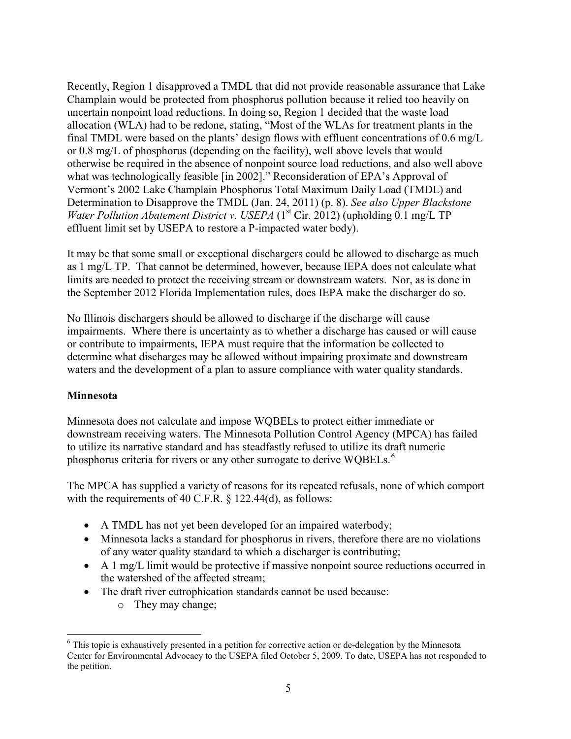Recently, Region 1 disapproved a TMDL that did not provide reasonable assurance that Lake Champlain would be protected from phosphorus pollution because it relied too heavily on uncertain nonpoint load reductions. In doing so, Region 1 decided that the waste load allocation (WLA) had to be redone, stating, "Most of the WLAs for treatment plants in the final TMDL were based on the plants' design flows with effluent concentrations of 0.6 mg/L or 0.8 mg/L of phosphorus (depending on the facility), well above levels that would otherwise be required in the absence of nonpoint source load reductions, and also well above what was technologically feasible [in 2002]." Reconsideration of EPA's Approval of Vermont's 2002 Lake Champlain Phosphorus Total Maximum Daily Load (TMDL) and Determination to Disapprove the TMDL (Jan. 24, 2011) (p. 8). *See also Upper Blackstone Water Pollution Abatement District v. USEPA* (1st Cir. 2012) (upholding 0.1 mg/L TP effluent limit set by USEPA to restore a P-impacted water body).

It may be that some small or exceptional dischargers could be allowed to discharge as much as 1 mg/L TP. That cannot be determined, however, because IEPA does not calculate what limits are needed to protect the receiving stream or downstream waters. Nor, as is done in the September 2012 Florida Implementation rules, does IEPA make the discharger do so.

No Illinois dischargers should be allowed to discharge if the discharge will cause impairments. Where there is uncertainty as to whether a discharge has caused or will cause or contribute to impairments, IEPA must require that the information be collected to determine what discharges may be allowed without impairing proximate and downstream waters and the development of a plan to assure compliance with water quality standards.

**Minnesota**

Minnesota does not calculate and impose WQBELs to protect either immediate or downstream receiving waters. The Minnesota Pollution Control Agency (MPCA) has failed to utilize its narrative standard and has steadfastly refused to utilize its draft numeric phosphorus criteria for rivers or any other surrogate to derive WQBELs.[6]

The MPCA has supplied a variety of reasons for its repeated refusals, none of which comport with the requirements of 40 C.F.R. § 122.44(d), as follows:

- A TMDL has not yet been developed for an impaired waterbody;
- Minnesota lacks a standard for phosphorus in rivers, therefore there are no violations of any water quality standard to which a discharger is contributing;
- A 1 mg/L limit would be protective if massive nonpoint source reductions occurred in the watershed of the affected stream;
- The draft river eutrophication standards cannot be used because:
  - They may change;

[6] This topic is exhaustively presented in a petition for corrective action or de-delegation by the Minnesota Center for Environmental Advocacy to the USEPA filed October 5, 2009. To date, USEPA has not responded to the petition.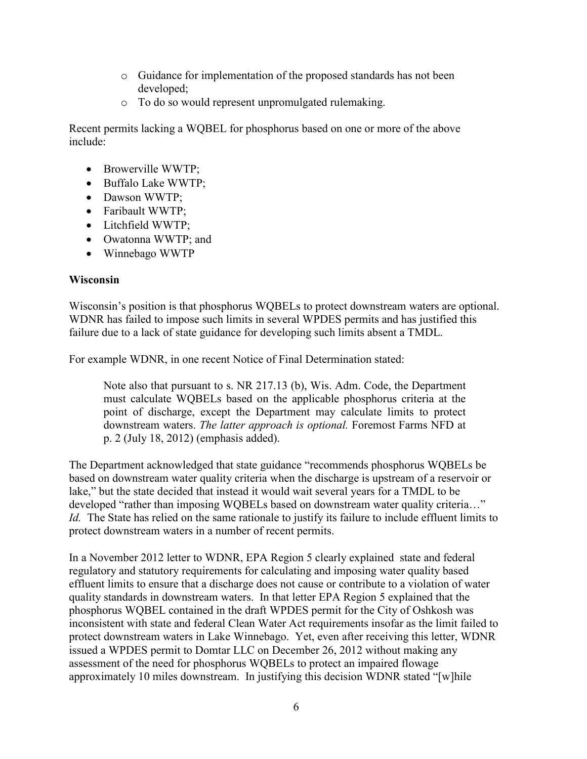- Guidance for implementation of the proposed standards has not been developed;
- To do so would represent unpromulgated rulemaking.

Recent permits lacking a WQBEL for phosphorus based on one or more of the above include:

- Browerville WWTP;
- Buffalo Lake WWTP;
- Dawson WWTP;
- Faribault WWTP;
- Litchfield WWTP;
- Owatonna WWTP; and
- Winnebago WWTP

**Wisconsin**

Wisconsin's position is that phosphorus WQBELs to protect downstream waters are optional. WDNR has failed to impose such limits in several WPDES permits and has justified this failure due to a lack of state guidance for developing such limits absent a TMDL.

For example WDNR, in one recent Notice of Final Determination stated:

> Note also that pursuant to s. NR 217.13 (b), Wis. Adm. Code, the Department must calculate WQBELs based on the applicable phosphorus criteria at the point of discharge, except the Department may calculate limits to protect downstream waters. *The latter approach is optional.* Foremost Farms NFD at p. 2 (July 18, 2012) (emphasis added).

The Department acknowledged that state guidance "recommends phosphorus WQBELs be based on downstream water quality criteria when the discharge is upstream of a reservoir or lake," but the state decided that instead it would wait several years for a TMDL to be developed "rather than imposing WQBELs based on downstream water quality criteria…" *Id.* The State has relied on the same rationale to justify its failure to include effluent limits to protect downstream waters in a number of recent permits.

In a November 2012 letter to WDNR, EPA Region 5 clearly explained state and federal regulatory and statutory requirements for calculating and imposing water quality based effluent limits to ensure that a discharge does not cause or contribute to a violation of water quality standards in downstream waters. In that letter EPA Region 5 explained that the phosphorus WQBEL contained in the draft WPDES permit for the City of Oshkosh was inconsistent with state and federal Clean Water Act requirements insofar as the limit failed to protect downstream waters in Lake Winnebago. Yet, even after receiving this letter, WDNR issued a WPDES permit to Domtar LLC on December 26, 2012 without making any assessment of the need for phosphorus WQBELs to protect an impaired flowage approximately 10 miles downstream. In justifying this decision WDNR stated "[w]hile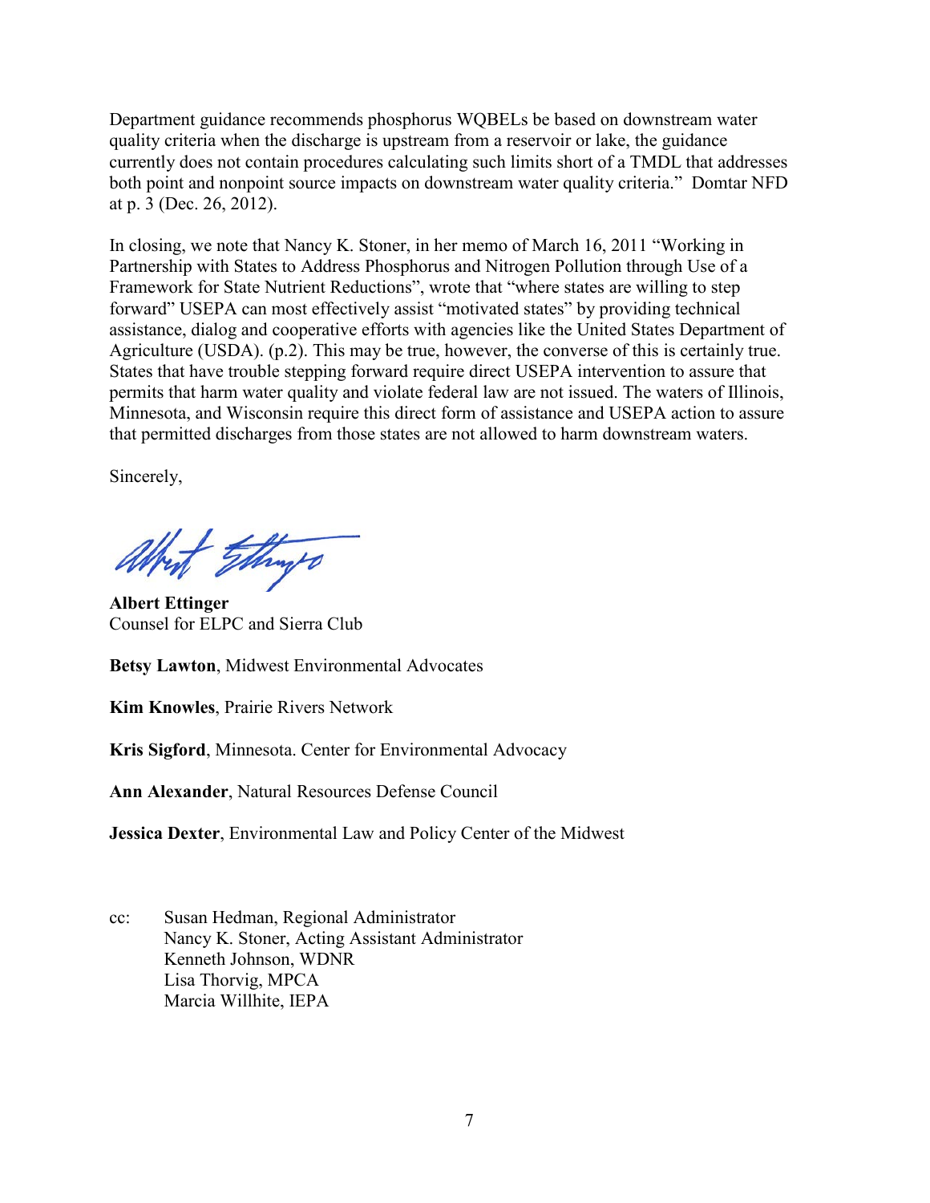Department guidance recommends phosphorus WQBELs be based on downstream water quality criteria when the discharge is upstream from a reservoir or lake, the guidance currently does not contain procedures calculating such limits short of a TMDL that addresses both point and nonpoint source impacts on downstream water quality criteria." Domtar NFD at p. 3 (Dec. 26, 2012).

In closing, we note that Nancy K. Stoner, in her memo of March 16, 2011 "Working in Partnership with States to Address Phosphorus and Nitrogen Pollution through Use of a Framework for State Nutrient Reductions", wrote that "where states are willing to step forward" USEPA can most effectively assist "motivated states" by providing technical assistance, dialog and cooperative efforts with agencies like the United States Department of Agriculture (USDA). (p.2). This may be true, however, the converse of this is certainly true. States that have trouble stepping forward require direct USEPA intervention to assure that permits that harm water quality and violate federal law are not issued. The waters of Illinois, Minnesota, and Wisconsin require this direct form of assistance and USEPA action to assure that permitted discharges from those states are not allowed to harm downstream waters.

Sincerely,

**Albert Ettinger**
Counsel for ELPC and Sierra Club

**Betsy Lawton**, Midwest Environmental Advocates

**Kim Knowles**, Prairie Rivers Network

**Kris Sigford**, Minnesota. Center for Environmental Advocacy

**Ann Alexander**, Natural Resources Defense Council

**Jessica Dexter**, Environmental Law and Policy Center of the Midwest

cc: Susan Hedman, Regional Administrator
Nancy K. Stoner, Acting Assistant Administrator
Kenneth Johnson, WDNR
Lisa Thorvig, MPCA
Marcia Willhite, IEPA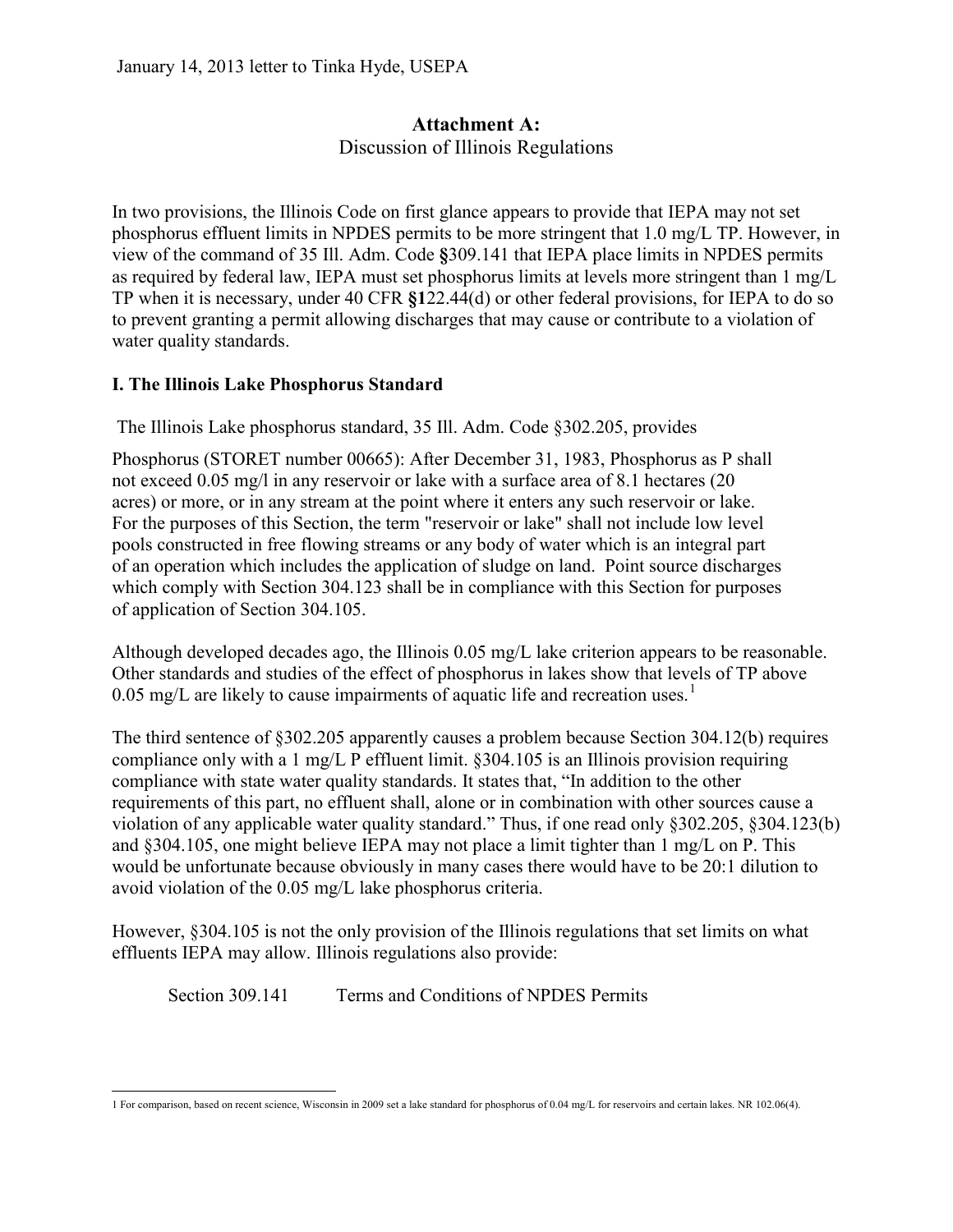January 14, 2013 letter to Tinka Hyde, USEPA

## Attachment A:
Discussion of Illinois Regulations

In two provisions, the Illinois Code on first glance appears to provide that IEPA may not set phosphorus effluent limits in NPDES permits to be more stringent that 1.0 mg/L TP. However, in view of the command of 35 Ill. Adm. Code **§**309.141 that IEPA place limits in NPDES permits as required by federal law, IEPA must set phosphorus limits at levels more stringent than 1 mg/L TP when it is necessary, under 40 CFR **§1**22.44(d) or other federal provisions, for IEPA to do so to prevent granting a permit allowing discharges that may cause or contribute to a violation of water quality standards.

### I. The Illinois Lake Phosphorus Standard

The Illinois Lake phosphorus standard, 35 Ill. Adm. Code §302.205, provides

Phosphorus (STORET number 00665): After December 31, 1983, Phosphorus as P shall not exceed 0.05 mg/l in any reservoir or lake with a surface area of 8.1 hectares (20 acres) or more, or in any stream at the point where it enters any such reservoir or lake. For the purposes of this Section, the term "reservoir or lake" shall not include low level pools constructed in free flowing streams or any body of water which is an integral part of an operation which includes the application of sludge on land. Point source discharges which comply with Section 304.123 shall be in compliance with this Section for purposes of application of Section 304.105.

Although developed decades ago, the Illinois 0.05 mg/L lake criterion appears to be reasonable. Other standards and studies of the effect of phosphorus in lakes show that levels of TP above 0.05 mg/L are likely to cause impairments of aquatic life and recreation uses.[1]

The third sentence of §302.205 apparently causes a problem because Section 304.12(b) requires compliance only with a 1 mg/L P effluent limit. §304.105 is an Illinois provision requiring compliance with state water quality standards. It states that, "In addition to the other requirements of this part, no effluent shall, alone or in combination with other sources cause a violation of any applicable water quality standard." Thus, if one read only §302.205, §304.123(b) and §304.105, one might believe IEPA may not place a limit tighter than 1 mg/L on P. This would be unfortunate because obviously in many cases there would have to be 20:1 dilution to avoid violation of the 0.05 mg/L lake phosphorus criteria.

However, §304.105 is not the only provision of the Illinois regulations that set limits on what effluents IEPA may allow. Illinois regulations also provide:

Section 309.141 Terms and Conditions of NPDES Permits

---

1 For comparison, based on recent science, Wisconsin in 2009 set a lake standard for phosphorus of 0.04 mg/L for reservoirs and certain lakes. NR 102.06(4).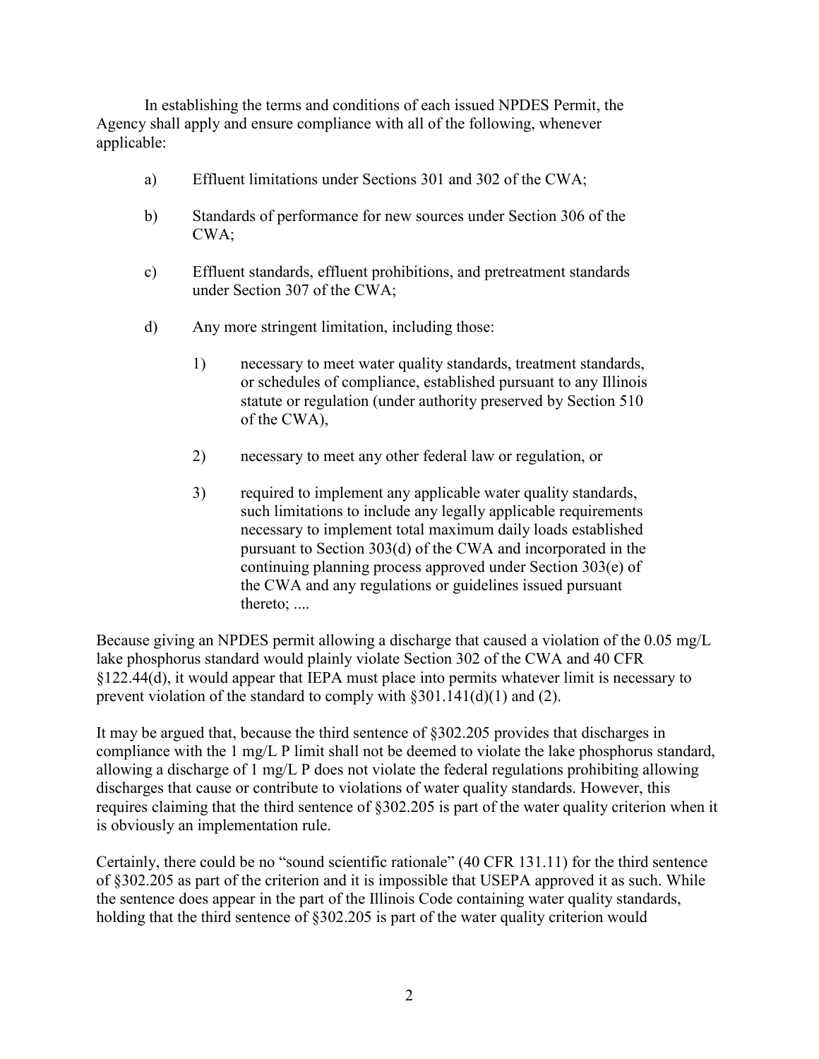In establishing the terms and conditions of each issued NPDES Permit, the Agency shall apply and ensure compliance with all of the following, whenever applicable:

- a) Effluent limitations under Sections 301 and 302 of the CWA;
- b) Standards of performance for new sources under Section 306 of the CWA;
- c) Effluent standards, effluent prohibitions, and pretreatment standards under Section 307 of the CWA;
- d) Any more stringent limitation, including those:
  - 1) necessary to meet water quality standards, treatment standards, or schedules of compliance, established pursuant to any Illinois statute or regulation (under authority preserved by Section 510 of the CWA),
  - 2) necessary to meet any other federal law or regulation, or
  - 3) required to implement any applicable water quality standards, such limitations to include any legally applicable requirements necessary to implement total maximum daily loads established pursuant to Section 303(d) of the CWA and incorporated in the continuing planning process approved under Section 303(e) of the CWA and any regulations or guidelines issued pursuant thereto; ....

Because giving an NPDES permit allowing a discharge that caused a violation of the 0.05 mg/L lake phosphorus standard would plainly violate Section 302 of the CWA and 40 CFR §122.44(d), it would appear that IEPA must place into permits whatever limit is necessary to prevent violation of the standard to comply with §301.141(d)(1) and (2).

It may be argued that, because the third sentence of §302.205 provides that discharges in compliance with the 1 mg/L P limit shall not be deemed to violate the lake phosphorus standard, allowing a discharge of 1 mg/L P does not violate the federal regulations prohibiting allowing discharges that cause or contribute to violations of water quality standards. However, this requires claiming that the third sentence of §302.205 is part of the water quality criterion when it is obviously an implementation rule.

Certainly, there could be no "sound scientific rationale" (40 CFR 131.11) for the third sentence of §302.205 as part of the criterion and it is impossible that USEPA approved it as such. While the sentence does appear in the part of the Illinois Code containing water quality standards, holding that the third sentence of §302.205 is part of the water quality criterion would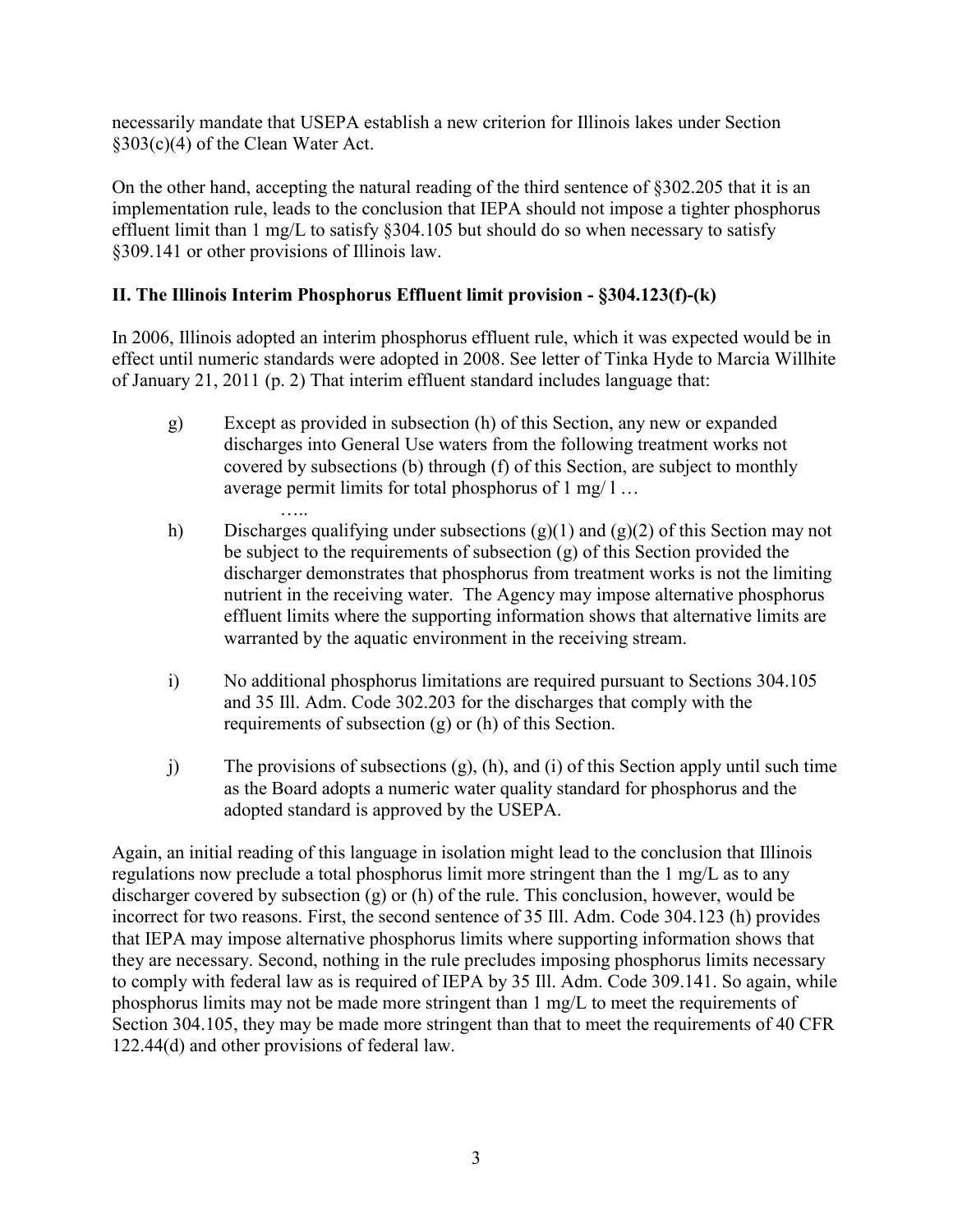necessarily mandate that USEPA establish a new criterion for Illinois lakes under Section §303(c)(4) of the Clean Water Act.

On the other hand, accepting the natural reading of the third sentence of §302.205 that it is an implementation rule, leads to the conclusion that IEPA should not impose a tighter phosphorus effluent limit than 1 mg/L to satisfy §304.105 but should do so when necessary to satisfy §309.141 or other provisions of Illinois law.

## II. The Illinois Interim Phosphorus Effluent limit provision - §304.123(f)-(k)

In 2006, Illinois adopted an interim phosphorus effluent rule, which it was expected would be in effect until numeric standards were adopted in 2008. See letter of Tinka Hyde to Marcia Willhite of January 21, 2011 (p. 2) That interim effluent standard includes language that:

> g) Except as provided in subsection (h) of this Section, any new or expanded discharges into General Use waters from the following treatment works not covered by subsections (b) through (f) of this Section, are subject to monthly average permit limits for total phosphorus of 1 mg/ l …
>
> …..
>
> h) Discharges qualifying under subsections (g)(1) and (g)(2) of this Section may not be subject to the requirements of subsection (g) of this Section provided the discharger demonstrates that phosphorus from treatment works is not the limiting nutrient in the receiving water. The Agency may impose alternative phosphorus effluent limits where the supporting information shows that alternative limits are warranted by the aquatic environment in the receiving stream.
>
> i) No additional phosphorus limitations are required pursuant to Sections 304.105 and 35 Ill. Adm. Code 302.203 for the discharges that comply with the requirements of subsection (g) or (h) of this Section.
>
> j) The provisions of subsections (g), (h), and (i) of this Section apply until such time as the Board adopts a numeric water quality standard for phosphorus and the adopted standard is approved by the USEPA.

Again, an initial reading of this language in isolation might lead to the conclusion that Illinois regulations now preclude a total phosphorus limit more stringent than the 1 mg/L as to any discharger covered by subsection (g) or (h) of the rule. This conclusion, however, would be incorrect for two reasons. First, the second sentence of 35 Ill. Adm. Code 304.123 (h) provides that IEPA may impose alternative phosphorus limits where supporting information shows that they are necessary. Second, nothing in the rule precludes imposing phosphorus limits necessary to comply with federal law as is required of IEPA by 35 Ill. Adm. Code 309.141. So again, while phosphorus limits may not be made more stringent than 1 mg/L to meet the requirements of Section 304.105, they may be made more stringent than that to meet the requirements of 40 CFR 122.44(d) and other provisions of federal law.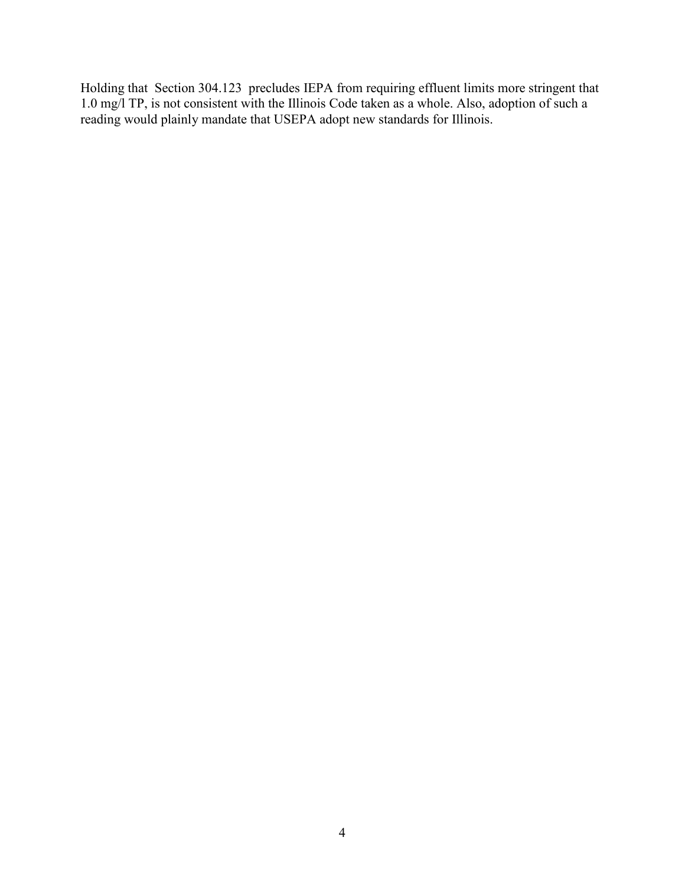Holding that Section 304.123 precludes IEPA from requiring effluent limits more stringent that 1.0 mg/l TP, is not consistent with the Illinois Code taken as a whole. Also, adoption of such a reading would plainly mandate that USEPA adopt new standards for Illinois.